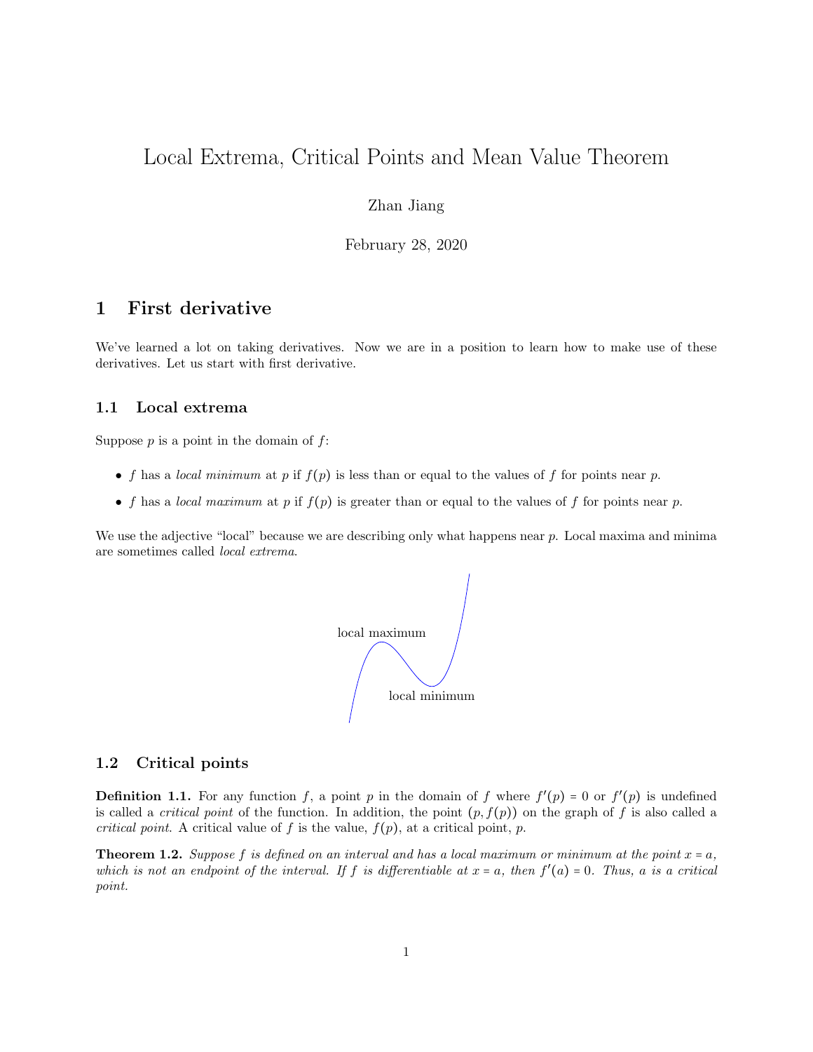# Local Extrema, Critical Points and Mean Value Theorem

Zhan Jiang

February 28, 2020

## 1 First derivative

We've learned a lot on taking derivatives. Now we are in a position to learn how to make use of these derivatives. Let us start with first derivative.

### 1.1 Local extrema

Suppose $p$ is a point in the domain of $f$:

- $f$ has a *local minimum* at $p$ if $f(p)$ is less than or equal to the values of $f$ for points near $p$.
- $f$ has a *local maximum* at $p$ if $f(p)$ is greater than or equal to the values of $f$ for points near $p$.

We use the adjective "local" because we are describing only what happens near $p$. Local maxima and minima are sometimes called *local extrema*.

local maximum

local minimum

### 1.2 Critical points

**Definition 1.1.** For any function $f$, a point $p$ in the domain of $f$ where $f'(p) = 0$ or $f'(p)$ is undefined is called a *critical point* of the function. In addition, the point $(p, f(p))$ on the graph of $f$ is also called a *critical point*. A critical value of $f$ is the value, $f(p)$, at a critical point, $p$.

**Theorem 1.2.** *Suppose $f$ is defined on an interval and has a local maximum or minimum at the point $x = a$, which is not an endpoint of the interval. If $f$ is differentiable at $x = a$, then $f'(a) = 0$. Thus, $a$ is a critical point.*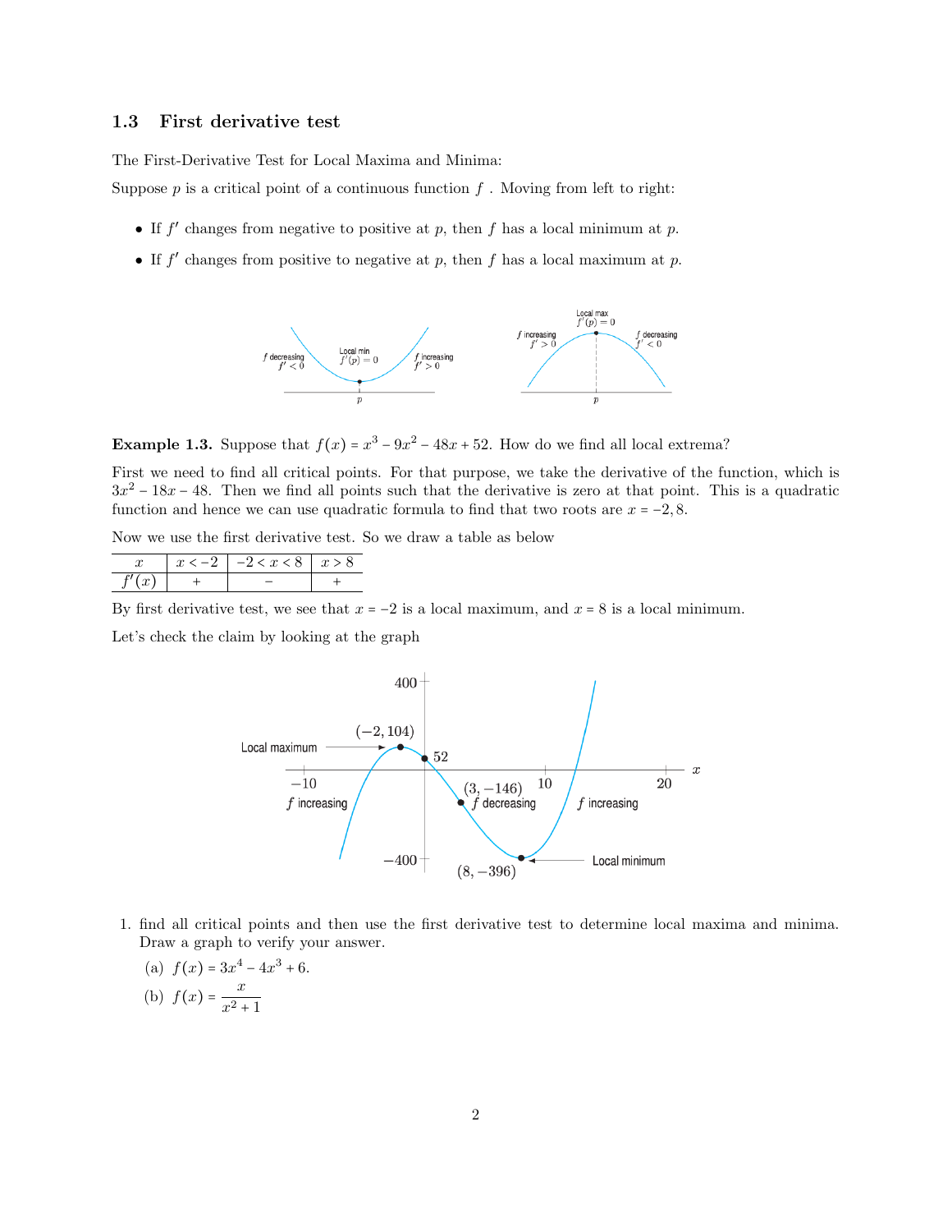### 1.3 First derivative test

The First-Derivative Test for Local Maxima and Minima:

Suppose $p$ is a critical point of a continuous function $f$. Moving from left to right:

- If $f'$ changes from negative to positive at $p$, then $f$ has a local minimum at $p$.
- If $f'$ changes from positive to negative at $p$, then $f$ has a local maximum at $p$.

**Example 1.3.** Suppose that $f(x) = x^3 - 9x^2 - 48x + 52$. How do we find all local extrema?

First we need to find all critical points. For that purpose, we take the derivative of the function, which is $3x^2 - 18x - 48$. Then we find all points such that the derivative is zero at that point. This is a quadratic function and hence we can use quadratic formula to find that two roots are $x = -2, 8$.

Now we use the first derivative test. So we draw a table as below

| $x$ | $x < -2$ | $-2 < x < 8$ | $x > 8$ |
|---|---|---|---|
| $f'(x)$ | $+$ | $-$ | $+$ |

By first derivative test, we see that $x = -2$ is a local maximum, and $x = 8$ is a local minimum.

Let's check the claim by looking at the graph

1. find all critical points and then use the first derivative test to determine local maxima and minima. Draw a graph to verify your answer.

   (a) $f(x) = 3x^4 - 4x^3 + 6$.

   (b) $f(x) = \dfrac{x}{x^2 + 1}$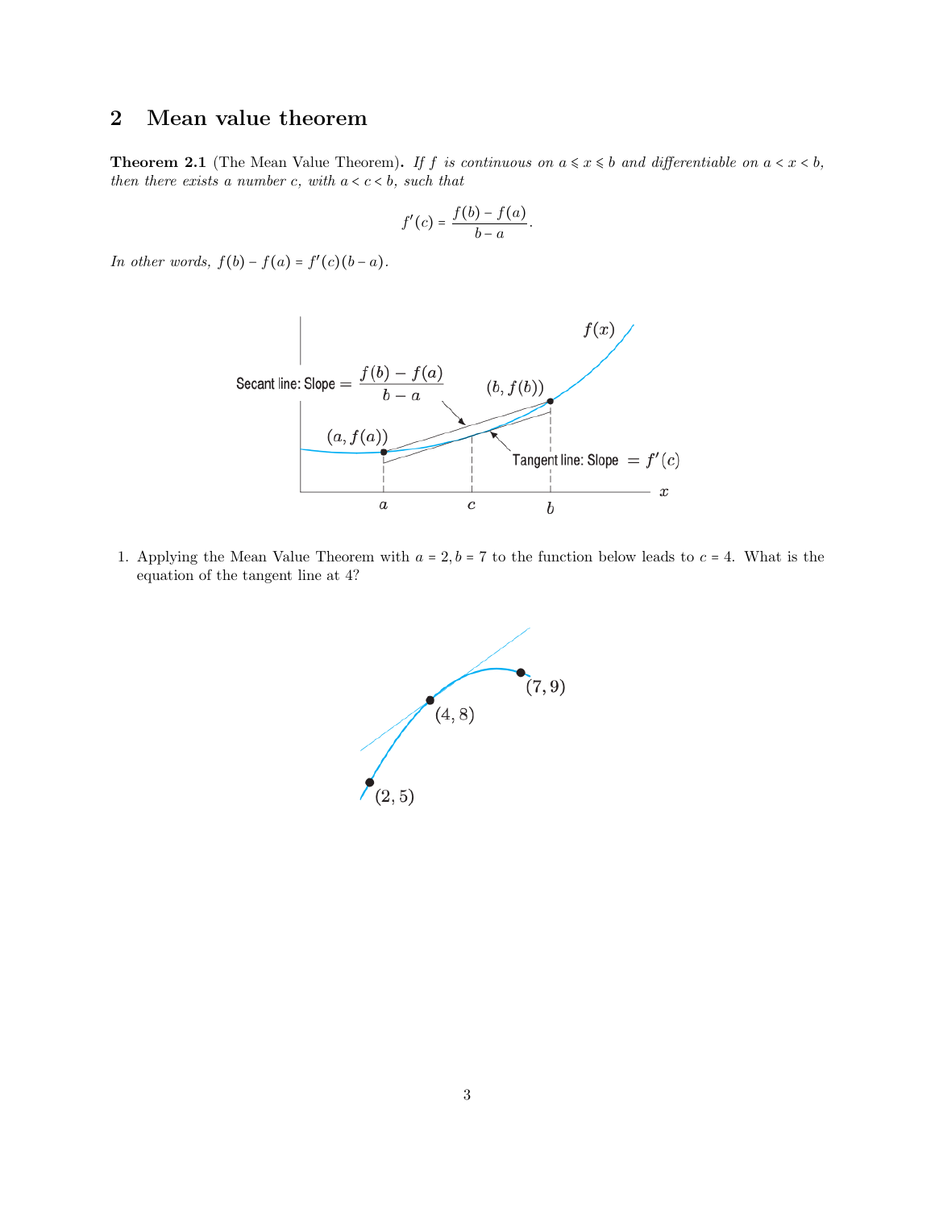## 2 Mean value theorem

**Theorem 2.1** (The Mean Value Theorem)**.** *If $f$ is continuous on $a \leqslant x \leqslant b$ and differentiable on $a < x < b$, then there exists a number $c$, with $a < c < b$, such that*

$$f'(c) = \frac{f(b) - f(a)}{b - a}.$$

*In other words, $f(b) - f(a) = f'(c)(b - a)$.*

1. Applying the Mean Value Theorem with $a = 2, b = 7$ to the function below leads to $c = 4$. What is the equation of the tangent line at 4?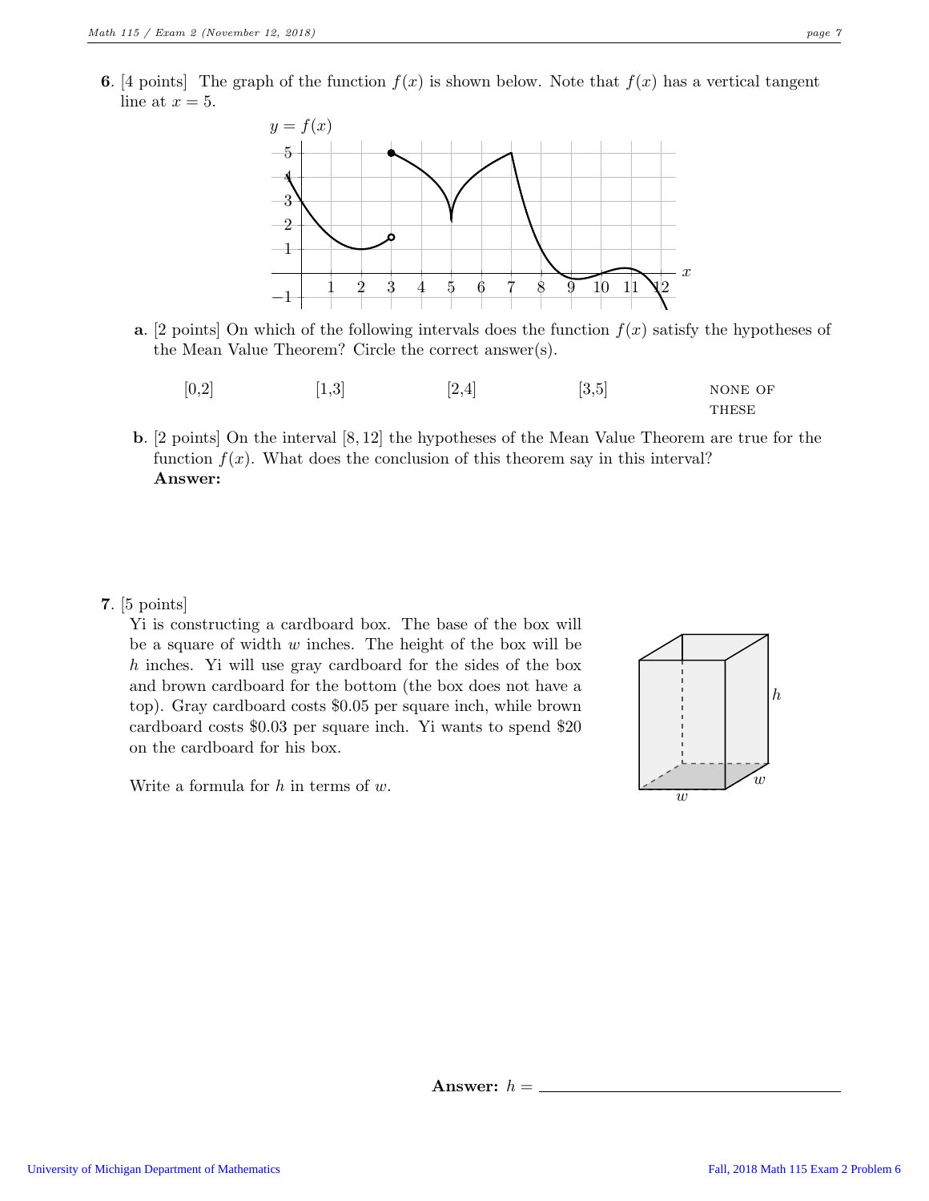**6**. [4 points] The graph of the function $f(x)$ is shown below. Note that $f(x)$ has a vertical tangent line at $x = 5$.

**a**. [2 points] On which of the following intervals does the function $f(x)$ satisfy the hypotheses of the Mean Value Theorem? Circle the correct answer(s).

[0,2] [1,3] [2,4] [3,5] NONE OF THESE

**b**. [2 points] On the interval $[8, 12]$ the hypotheses of the Mean Value Theorem are true for the function $f(x)$. What does the conclusion of this theorem say in this interval?

**Answer:**

**7**. [5 points]

Yi is constructing a cardboard box. The base of the box will be a square of width $w$ inches. The height of the box will be $h$ inches. Yi will use gray cardboard for the sides of the box and brown cardboard for the bottom (the box does not have a top). Gray cardboard costs \$0.05 per square inch, while brown cardboard costs \$0.03 per square inch. Yi wants to spend \$20 on the cardboard for his box.

Write a formula for $h$ in terms of $w$.

**Answer:** $h =$ ______________________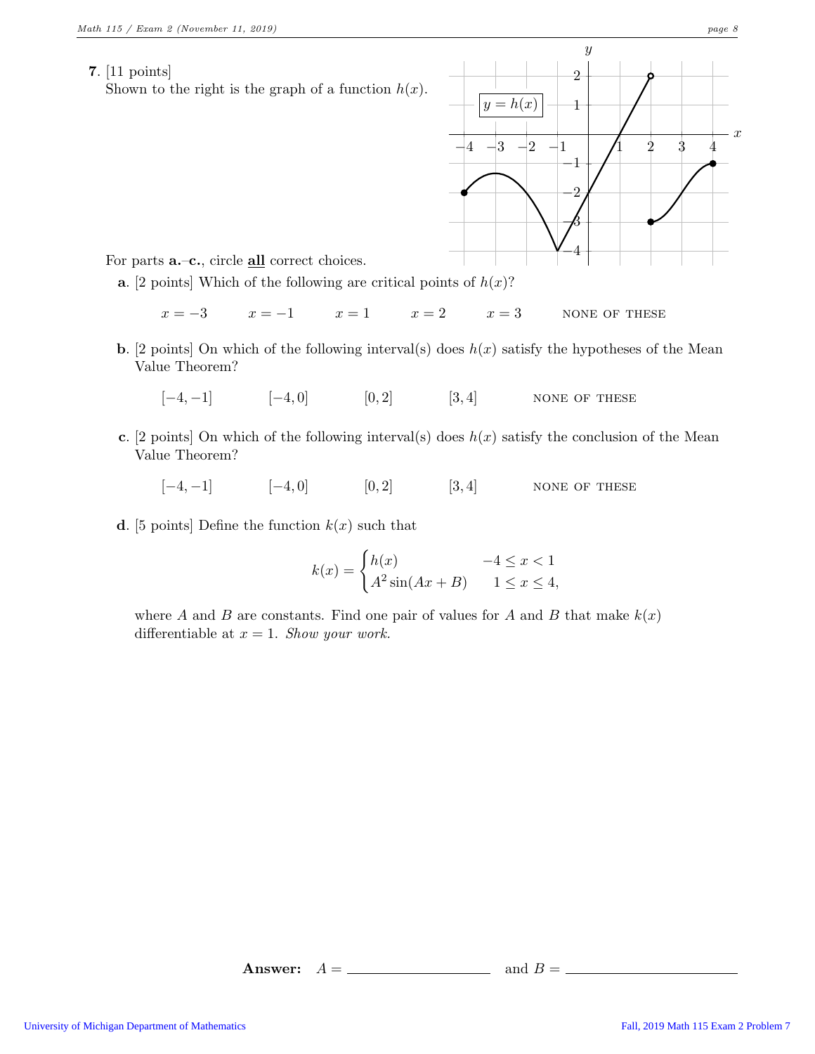**7**. [11 points]
Shown to the right is the graph of a function $h(x)$.

$y = h(x)$

$y$

$x$

$-4$ $-3$ $-2$ $-1$ $1$ $2$ $3$ $4$

$2$ $1$ $-1$ $-2$ $-3$ $-4$

For parts **a.**–**c.**, circle **all** correct choices.

**a**. [2 points] Which of the following are critical points of $h(x)$?

$x = -3$ $\qquad$ $x = -1$ $\qquad$ $x = 1$ $\qquad$ $x = 2$ $\qquad$ $x = 3$ $\qquad$ NONE OF THESE

**b**. [2 points] On which of the following interval(s) does $h(x)$ satisfy the hypotheses of the Mean Value Theorem?

$[-4, -1]$ $\qquad$ $[-4, 0]$ $\qquad$ $[0, 2]$ $\qquad$ $[3, 4]$ $\qquad$ NONE OF THESE

**c**. [2 points] On which of the following interval(s) does $h(x)$ satisfy the conclusion of the Mean Value Theorem?

$[-4, -1]$ $\qquad$ $[-4, 0]$ $\qquad$ $[0, 2]$ $\qquad$ $[3, 4]$ $\qquad$ NONE OF THESE

**d**. [5 points] Define the function $k(x)$ such that

$$k(x) = \begin{cases} h(x) & -4 \leq x < 1 \\ A^2 \sin(Ax + B) & 1 \leq x \leq 4, \end{cases}$$

where $A$ and $B$ are constants. Find one pair of values for $A$ and $B$ that make $k(x)$ differentiable at $x = 1$. *Show your work.*

**Answer:** $A =$ \_\_\_\_\_\_\_\_\_\_\_\_\_\_\_\_ and $B =$ \_\_\_\_\_\_\_\_\_\_\_\_\_\_\_\_